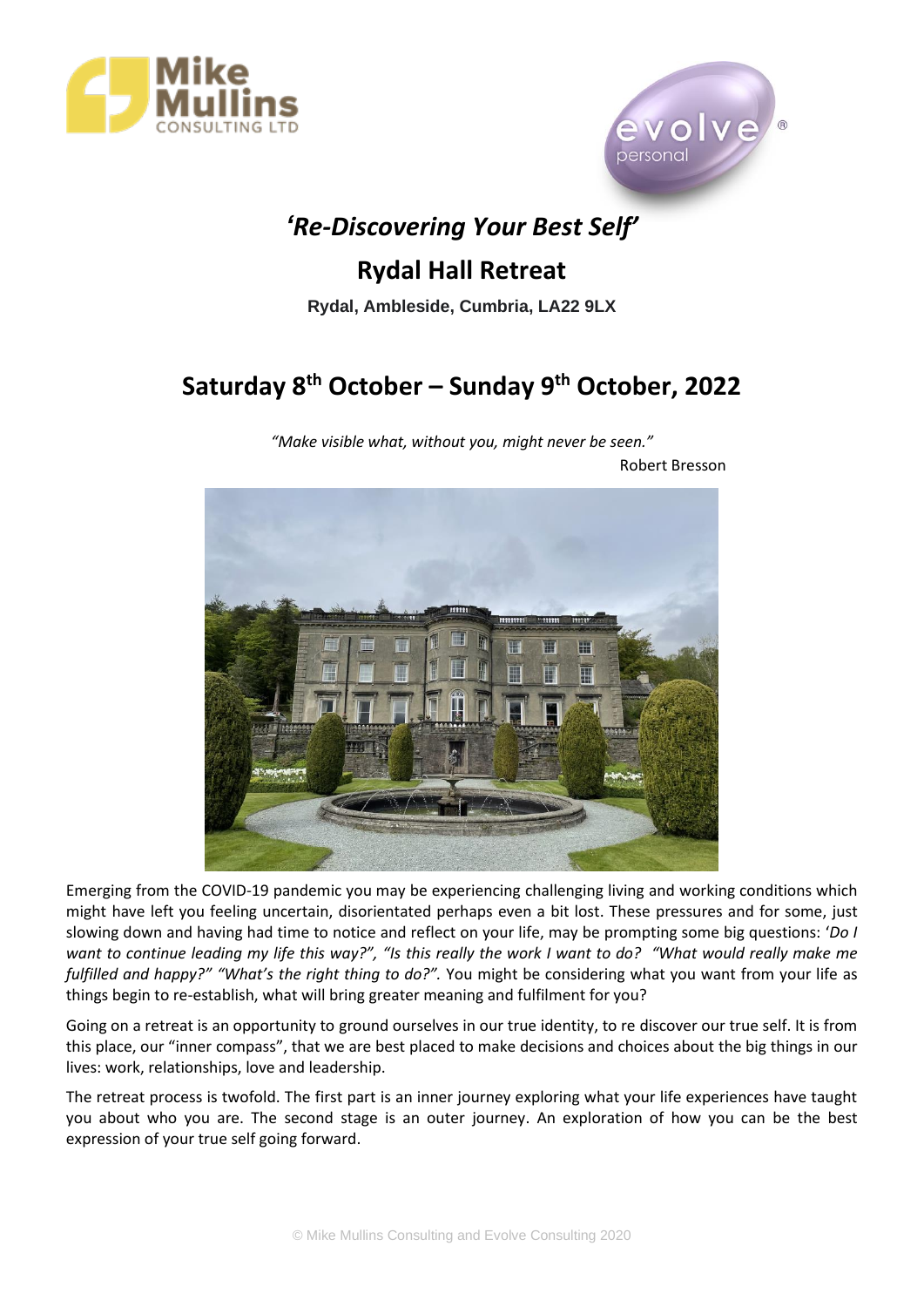# *'Re-Discovering Your Best Self'*

## Rydal Hall Retreat

**Rydal, Ambleside, Cumbria, LA22 9LX**

## Saturday 8th October – Sunday 9th October, 2022

*"Make visible what, without you, might never be seen."*
Robert Bresson

Emerging from the COVID-19 pandemic you may be experiencing challenging living and working conditions which might have left you feeling uncertain, disorientated perhaps even a bit lost. These pressures and for some, just slowing down and having had time to notice and reflect on your life, may be prompting some big questions: '*Do I want to continue leading my life this way?", "Is this really the work I want to do? "What would really make me fulfilled and happy?" "What's the right thing to do?".* You might be considering what you want from your life as things begin to re-establish, what will bring greater meaning and fulfilment for you?

Going on a retreat is an opportunity to ground ourselves in our true identity, to re discover our true self. It is from this place, our "inner compass", that we are best placed to make decisions and choices about the big things in our lives: work, relationships, love and leadership.

The retreat process is twofold. The first part is an inner journey exploring what your life experiences have taught you about who you are. The second stage is an outer journey. An exploration of how you can be the best expression of your true self going forward.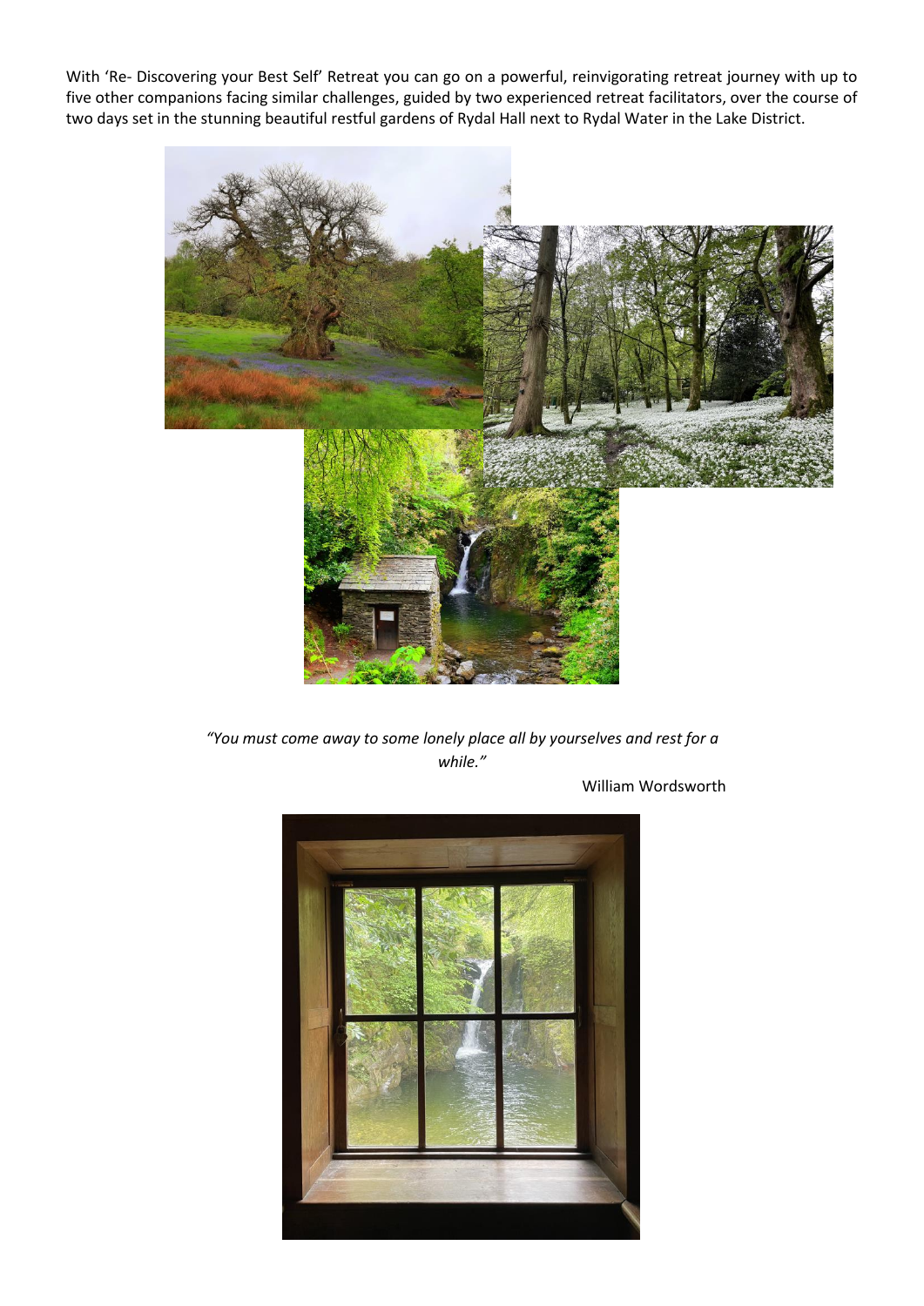With 'Re- Discovering your Best Self' Retreat you can go on a powerful, reinvigorating retreat journey with up to five other companions facing similar challenges, guided by two experienced retreat facilitators, over the course of two days set in the stunning beautiful restful gardens of Rydal Hall next to Rydal Water in the Lake District.

*"You must come away to some lonely place all by yourselves and rest for a while."*

William Wordsworth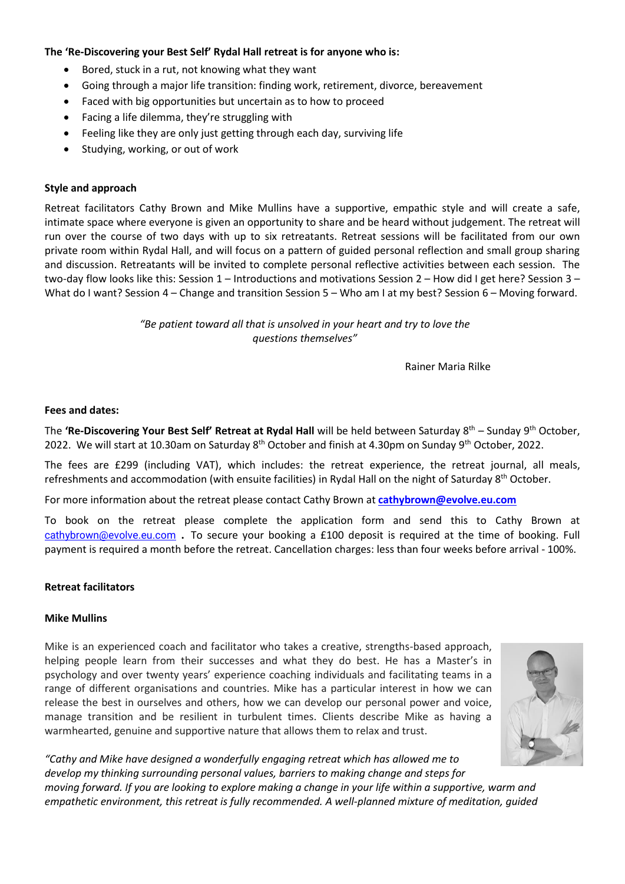**The 'Re-Discovering your Best Self' Rydal Hall retreat is for anyone who is:**

- Bored, stuck in a rut, not knowing what they want
- Going through a major life transition: finding work, retirement, divorce, bereavement
- Faced with big opportunities but uncertain as to how to proceed
- Facing a life dilemma, they're struggling with
- Feeling like they are only just getting through each day, surviving life
- Studying, working, or out of work

**Style and approach**

Retreat facilitators Cathy Brown and Mike Mullins have a supportive, empathic style and will create a safe, intimate space where everyone is given an opportunity to share and be heard without judgement. The retreat will run over the course of two days with up to six retreatants. Retreat sessions will be facilitated from our own private room within Rydal Hall, and will focus on a pattern of guided personal reflection and small group sharing and discussion. Retreatants will be invited to complete personal reflective activities between each session. The two-day flow looks like this: Session 1 – Introductions and motivations Session 2 – How did I get here? Session 3 – What do I want? Session 4 – Change and transition Session 5 – Who am I at my best? Session 6 – Moving forward.

*"Be patient toward all that is unsolved in your heart and try to love the questions themselves"*

Rainer Maria Rilke

**Fees and dates:**

The **'Re-Discovering Your Best Self' Retreat at Rydal Hall** will be held between Saturday 8th – Sunday 9th October, 2022. We will start at 10.30am on Saturday 8th October and finish at 4.30pm on Sunday 9th October, 2022.

The fees are £299 (including VAT), which includes: the retreat experience, the retreat journal, all meals, refreshments and accommodation (with ensuite facilities) in Rydal Hall on the night of Saturday 8th October.

For more information about the retreat please contact Cathy Brown at **cathybrown@evolve.eu.com**

To book on the retreat please complete the application form and send this to Cathy Brown at cathybrown@evolve.eu.com **.** To secure your booking a £100 deposit is required at the time of booking. Full payment is required a month before the retreat. Cancellation charges: less than four weeks before arrival - 100%.

**Retreat facilitators**

**Mike Mullins**

Mike is an experienced coach and facilitator who takes a creative, strengths-based approach, helping people learn from their successes and what they do best. He has a Master's in psychology and over twenty years' experience coaching individuals and facilitating teams in a range of different organisations and countries. Mike has a particular interest in how we can release the best in ourselves and others, how we can develop our personal power and voice, manage transition and be resilient in turbulent times. Clients describe Mike as having a warmhearted, genuine and supportive nature that allows them to relax and trust.

*"Cathy and Mike have designed a wonderfully engaging retreat which has allowed me to develop my thinking surrounding personal values, barriers to making change and steps for moving forward. If you are looking to explore making a change in your life within a supportive, warm and empathetic environment, this retreat is fully recommended. A well-planned mixture of meditation, guided*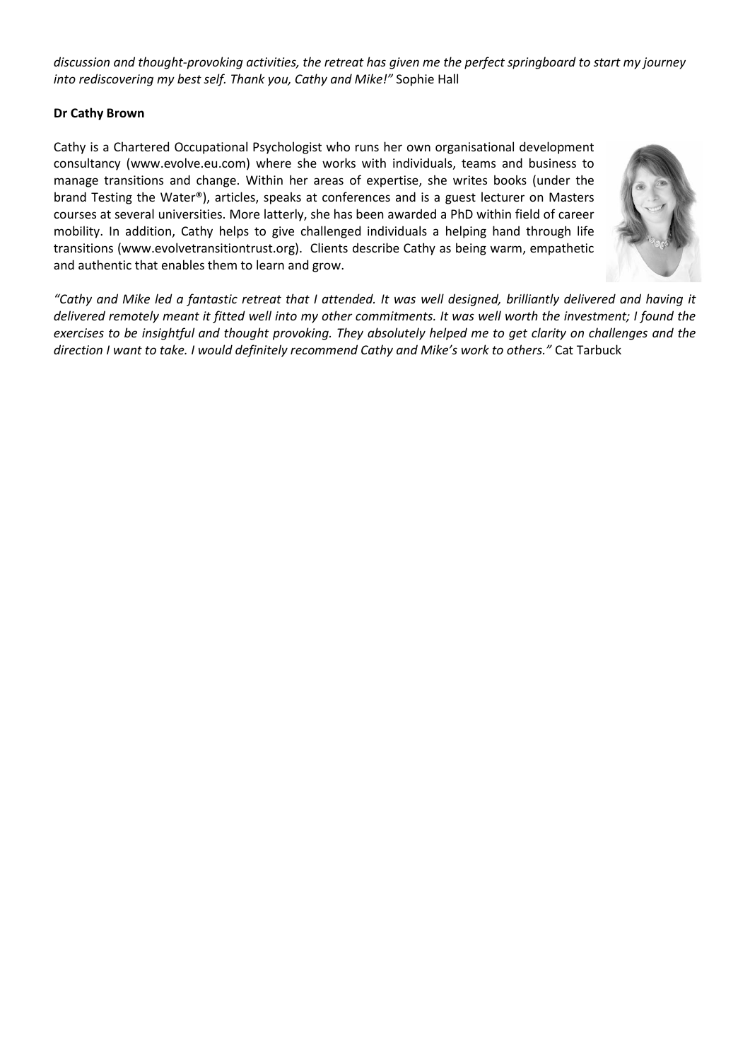*discussion and thought-provoking activities, the retreat has given me the perfect springboard to start my journey into rediscovering my best self. Thank you, Cathy and Mike!"* Sophie Hall

**Dr Cathy Brown**

Cathy is a Chartered Occupational Psychologist who runs her own organisational development consultancy (www.evolve.eu.com) where she works with individuals, teams and business to manage transitions and change. Within her areas of expertise, she writes books (under the brand Testing the Water®), articles, speaks at conferences and is a guest lecturer on Masters courses at several universities. More latterly, she has been awarded a PhD within field of career mobility. In addition, Cathy helps to give challenged individuals a helping hand through life transitions (www.evolvetransitiontrust.org). Clients describe Cathy as being warm, empathetic and authentic that enables them to learn and grow.

*"Cathy and Mike led a fantastic retreat that I attended. It was well designed, brilliantly delivered and having it delivered remotely meant it fitted well into my other commitments. It was well worth the investment; I found the exercises to be insightful and thought provoking. They absolutely helped me to get clarity on challenges and the direction I want to take. I would definitely recommend Cathy and Mike's work to others."* Cat Tarbuck